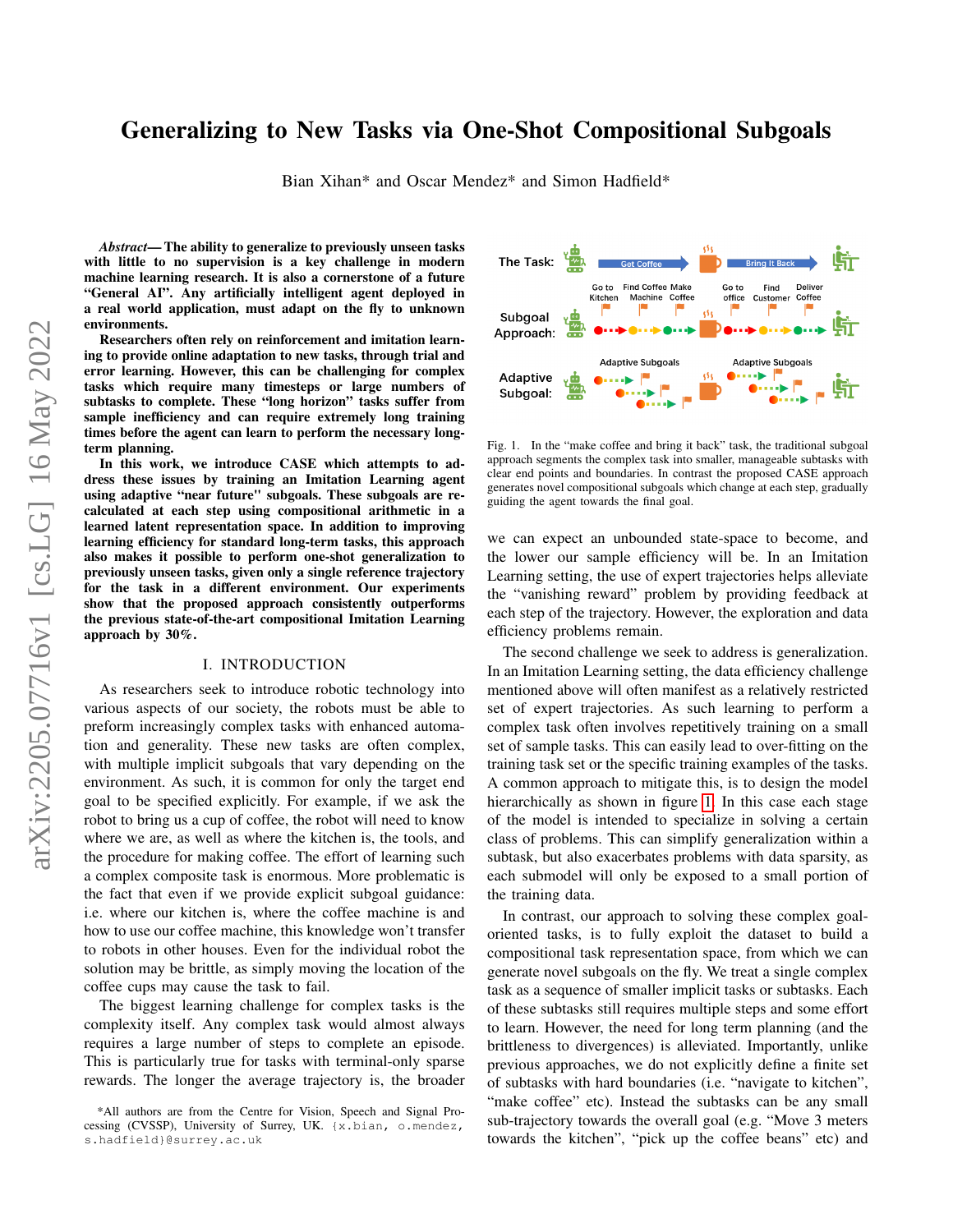# Generalizing to New Tasks via One-Shot Compositional Subgoals

Bian Xihan* and Oscar Mendez* and Simon Hadfield*

***Abstract*— The ability to generalize to previously unseen tasks with little to no supervision is a key challenge in modern machine learning research. It is also a cornerstone of a future "General AI". Any artificially intelligent agent deployed in a real world application, must adapt on the fly to unknown environments.**

**Researchers often rely on reinforcement and imitation learning to provide online adaptation to new tasks, through trial and error learning. However, this can be challenging for complex tasks which require many timesteps or large numbers of subtasks to complete. These "long horizon" tasks suffer from sample inefficiency and can require extremely long training times before the agent can learn to perform the necessary long-term planning.**

**In this work, we introduce CASE which attempts to address these issues by training an Imitation Learning agent using adaptive "near future" subgoals. These subgoals are recalculated at each step using compositional arithmetic in a learned latent representation space. In addition to improving learning efficiency for standard long-term tasks, this approach also makes it possible to perform one-shot generalization to previously unseen tasks, given only a single reference trajectory for the task in a different environment. Our experiments show that the proposed approach consistently outperforms the previous state-of-the-art compositional Imitation Learning approach by 30%.**

## I. INTRODUCTION

As researchers seek to introduce robotic technology into various aspects of our society, the robots must be able to preform increasingly complex tasks with enhanced automation and generality. These new tasks are often complex, with multiple implicit subgoals that vary depending on the environment. As such, it is common for only the target end goal to be specified explicitly. For example, if we ask the robot to bring us a cup of coffee, the robot will need to know where we are, as well as where the kitchen is, the tools, and the procedure for making coffee. The effort of learning such a complex composite task is enormous. More problematic is the fact that even if we provide explicit subgoal guidance: i.e. where our kitchen is, where the coffee machine is and how to use our coffee machine, this knowledge won't transfer to robots in other houses. Even for the individual robot the solution may be brittle, as simply moving the location of the coffee cups may cause the task to fail.

The biggest learning challenge for complex tasks is the complexity itself. Any complex task would almost always requires a large number of steps to complete an episode. This is particularly true for tasks with terminal-only sparse rewards. The longer the average trajectory is, the broader we can expect an unbounded state-space to become, and the lower our sample efficiency will be. In an Imitation Learning setting, the use of expert trajectories helps alleviate the "vanishing reward" problem by providing feedback at each step of the trajectory. However, the exploration and data efficiency problems remain.

Fig. 1. In the "make coffee and bring it back" task, the traditional subgoal approach segments the complex task into smaller, manageable subtasks with clear end points and boundaries. In contrast the proposed CASE approach generates novel compositional subgoals which change at each step, gradually guiding the agent towards the final goal.

The second challenge we seek to address is generalization. In an Imitation Learning setting, the data efficiency challenge mentioned above will often manifest as a relatively restricted set of expert trajectories. As such learning to perform a complex task often involves repetitively training on a small set of sample tasks. This can easily lead to over-fitting on the training task set or the specific training examples of the tasks. A common approach to mitigate this, is to design the model hierarchically as shown in figure 1. In this case each stage of the model is intended to specialize in solving a certain class of problems. This can simplify generalization within a subtask, but also exacerbates problems with data sparsity, as each submodel will only be exposed to a small portion of the training data.

In contrast, our approach to solving these complex goal-oriented tasks, is to fully exploit the dataset to build a compositional task representation space, from which we can generate novel subgoals on the fly. We treat a single complex task as a sequence of smaller implicit tasks or subtasks. Each of these subtasks still requires multiple steps and some effort to learn. However, the need for long term planning (and the brittleness to divergences) is alleviated. Importantly, unlike previous approaches, we do not explicitly define a finite set of subtasks with hard boundaries (i.e. "navigate to kitchen", "make coffee" etc). Instead the subtasks can be any small sub-trajectory towards the overall goal (e.g. "Move 3 meters towards the kitchen", "pick up the coffee beans" etc) and

*All authors are from the Centre for Vision, Speech and Signal Processing (CVSSP), University of Surrey, UK. {x.bian, o.mendez, s.hadfield}@surrey.ac.uk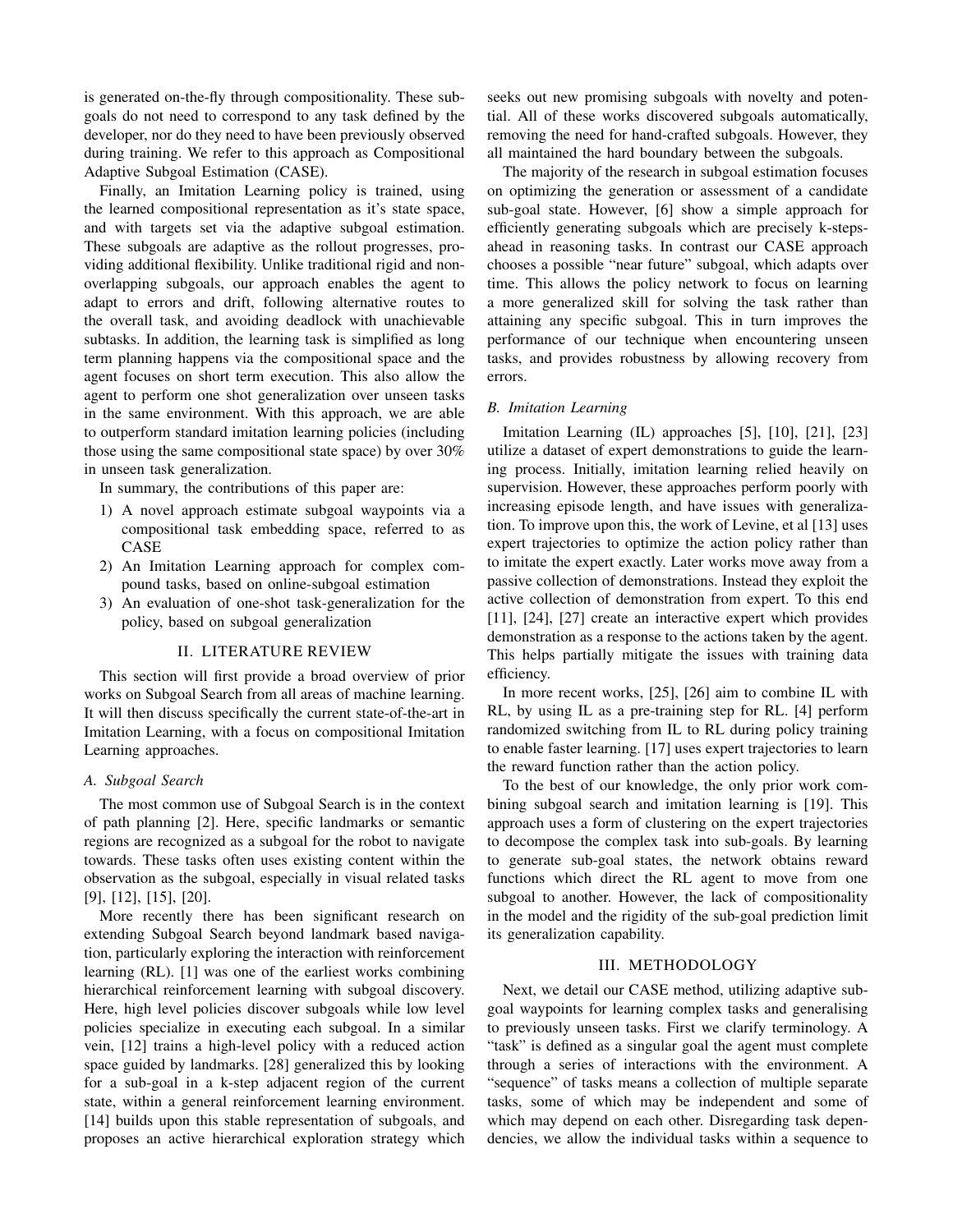is generated on-the-fly through compositionality. These subgoals do not need to correspond to any task defined by the developer, nor do they need to have been previously observed during training. We refer to this approach as Compositional Adaptive Subgoal Estimation (CASE).

Finally, an Imitation Learning policy is trained, using the learned compositional representation as it's state space, and with targets set via the adaptive subgoal estimation. These subgoals are adaptive as the rollout progresses, providing additional flexibility. Unlike traditional rigid and non-overlapping subgoals, our approach enables the agent to adapt to errors and drift, following alternative routes to the overall task, and avoiding deadlock with unachievable subtasks. In addition, the learning task is simplified as long term planning happens via the compositional space and the agent focuses on short term execution. This also allow the agent to perform one shot generalization over unseen tasks in the same environment. With this approach, we are able to outperform standard imitation learning policies (including those using the same compositional state space) by over 30% in unseen task generalization.

In summary, the contributions of this paper are:

1) A novel approach estimate subgoal waypoints via a compositional task embedding space, referred to as CASE
2) An Imitation Learning approach for complex compound tasks, based on online-subgoal estimation
3) An evaluation of one-shot task-generalization for the policy, based on subgoal generalization

## II. LITERATURE REVIEW

This section will first provide a broad overview of prior works on Subgoal Search from all areas of machine learning. It will then discuss specifically the current state-of-the-art in Imitation Learning, with a focus on compositional Imitation Learning approaches.

### A. Subgoal Search

The most common use of Subgoal Search is in the context of path planning [2]. Here, specific landmarks or semantic regions are recognized as a subgoal for the robot to navigate towards. These tasks often uses existing content within the observation as the subgoal, especially in visual related tasks [9], [12], [15], [20].

More recently there has been significant research on extending Subgoal Search beyond landmark based navigation, particularly exploring the interaction with reinforcement learning (RL). [1] was one of the earliest works combining hierarchical reinforcement learning with subgoal discovery. Here, high level policies discover subgoals while low level policies specialize in executing each subgoal. In a similar vein, [12] trains a high-level policy with a reduced action space guided by landmarks. [28] generalized this by looking for a sub-goal in a k-step adjacent region of the current state, within a general reinforcement learning environment. [14] builds upon this stable representation of subgoals, and proposes an active hierarchical exploration strategy which seeks out new promising subgoals with novelty and potential. All of these works discovered subgoals automatically, removing the need for hand-crafted subgoals. However, they all maintained the hard boundary between the subgoals.

The majority of the research in subgoal estimation focuses on optimizing the generation or assessment of a candidate sub-goal state. However, [6] show a simple approach for efficiently generating subgoals which are precisely k-steps-ahead in reasoning tasks. In contrast our CASE approach chooses a possible "near future" subgoal, which adapts over time. This allows the policy network to focus on learning a more generalized skill for solving the task rather than attaining any specific subgoal. This in turn improves the performance of our technique when encountering unseen tasks, and provides robustness by allowing recovery from errors.

### B. Imitation Learning

Imitation Learning (IL) approaches [5], [10], [21], [23] utilize a dataset of expert demonstrations to guide the learning process. Initially, imitation learning relied heavily on supervision. However, these approaches perform poorly with increasing episode length, and have issues with generalization. To improve upon this, the work of Levine, et al [13] uses expert trajectories to optimize the action policy rather than to imitate the expert exactly. Later works move away from a passive collection of demonstrations. Instead they exploit the active collection of demonstration from expert. To this end [11], [24], [27] create an interactive expert which provides demonstration as a response to the actions taken by the agent. This helps partially mitigate the issues with training data efficiency.

In more recent works, [25], [26] aim to combine IL with RL, by using IL as a pre-training step for RL. [4] perform randomized switching from IL to RL during policy training to enable faster learning. [17] uses expert trajectories to learn the reward function rather than the action policy.

To the best of our knowledge, the only prior work combining subgoal search and imitation learning is [19]. This approach uses a form of clustering on the expert trajectories to decompose the complex task into sub-goals. By learning to generate sub-goal states, the network obtains reward functions which direct the RL agent to move from one subgoal to another. However, the lack of compositionality in the model and the rigidity of the sub-goal prediction limit its generalization capability.

## III. METHODOLOGY

Next, we detail our CASE method, utilizing adaptive subgoal waypoints for learning complex tasks and generalising to previously unseen tasks. First we clarify terminology. A "task" is defined as a singular goal the agent must complete through a series of interactions with the environment. A "sequence" of tasks means a collection of multiple separate tasks, some of which may be independent and some of which may depend on each other. Disregarding task dependencies, we allow the individual tasks within a sequence to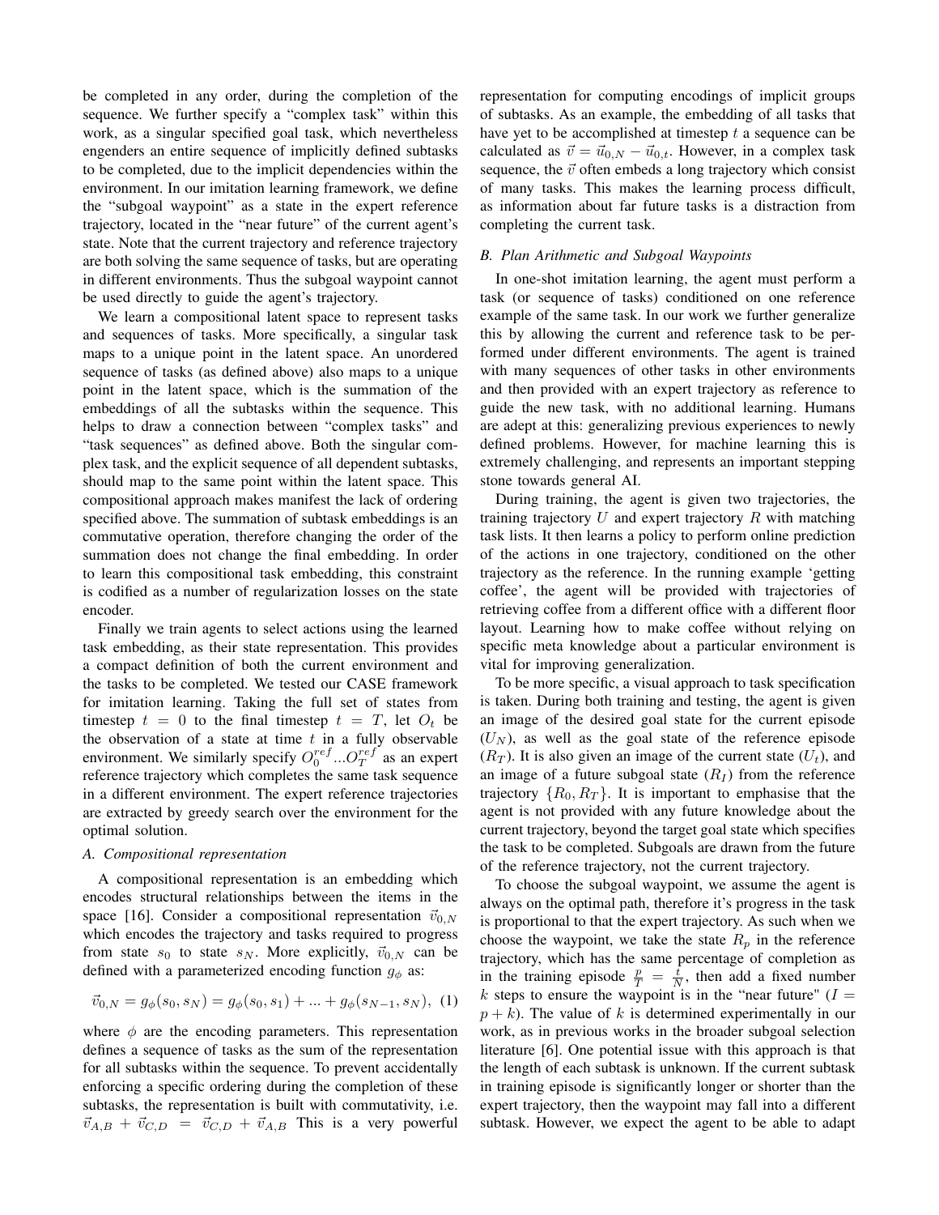be completed in any order, during the completion of the sequence. We further specify a "complex task" within this work, as a singular specified goal task, which nevertheless engenders an entire sequence of implicitly defined subtasks to be completed, due to the implicit dependencies within the environment. In our imitation learning framework, we define the "subgoal waypoint" as a state in the expert reference trajectory, located in the "near future" of the current agent's state. Note that the current trajectory and reference trajectory are both solving the same sequence of tasks, but are operating in different environments. Thus the subgoal waypoint cannot be used directly to guide the agent's trajectory.

We learn a compositional latent space to represent tasks and sequences of tasks. More specifically, a singular task maps to a unique point in the latent space. An unordered sequence of tasks (as defined above) also maps to a unique point in the latent space, which is the summation of the embeddings of all the subtasks within the sequence. This helps to draw a connection between "complex tasks" and "task sequences" as defined above. Both the singular complex task, and the explicit sequence of all dependent subtasks, should map to the same point within the latent space. This compositional approach makes manifest the lack of ordering specified above. The summation of subtask embeddings is an commutative operation, therefore changing the order of the summation does not change the final embedding. In order to learn this compositional task embedding, this constraint is codified as a number of regularization losses on the state encoder.

Finally we train agents to select actions using the learned task embedding, as their state representation. This provides a compact definition of both the current environment and the tasks to be completed. We tested our CASE framework for imitation learning. Taking the full set of states from timestep $t = 0$ to the final timestep $t = T$, let $O_t$ be the observation of a state at time $t$ in a fully observable environment. We similarly specify $O_0^{ref}...O_T^{ref}$ as an expert reference trajectory which completes the same task sequence in a different environment. The expert reference trajectories are extracted by greedy search over the environment for the optimal solution.

### A. Compositional representation

A compositional representation is an embedding which encodes structural relationships between the items in the space [16]. Consider a compositional representation $\vec{v}_{0,N}$ which encodes the trajectory and tasks required to progress from state $s_0$ to state $s_N$. More explicitly, $\vec{v}_{0,N}$ can be defined with a parameterized encoding function $g_\phi$ as:

$$\vec{v}_{0,N} = g_\phi(s_0, s_N) = g_\phi(s_0, s_1) + ... + g_\phi(s_{N-1}, s_N), \quad (1)$$

where $\phi$ are the encoding parameters. This representation defines a sequence of tasks as the sum of the representation for all subtasks within the sequence. To prevent accidentally enforcing a specific ordering during the completion of these subtasks, the representation is built with commutativity, i.e. $\vec{v}_{A,B} + \vec{v}_{C,D} = \vec{v}_{C,D} + \vec{v}_{A,B}$ This is a very powerful representation for computing encodings of implicit groups of subtasks. As an example, the embedding of all tasks that have yet to be accomplished at timestep $t$ a sequence can be calculated as $\vec{v} = \vec{u}_{0,N} - \vec{u}_{0,t}$. However, in a complex task sequence, the $\vec{v}$ often embeds a long trajectory which consist of many tasks. This makes the learning process difficult, as information about far future tasks is a distraction from completing the current task.

### B. Plan Arithmetic and Subgoal Waypoints

In one-shot imitation learning, the agent must perform a task (or sequence of tasks) conditioned on one reference example of the same task. In our work we further generalize this by allowing the current and reference task to be performed under different environments. The agent is trained with many sequences of other tasks in other environments and then provided with an expert trajectory as reference to guide the new task, with no additional learning. Humans are adept at this: generalizing previous experiences to newly defined problems. However, for machine learning this is extremely challenging, and represents an important stepping stone towards general AI.

During training, the agent is given two trajectories, the training trajectory $U$ and expert trajectory $R$ with matching task lists. It then learns a policy to perform online prediction of the actions in one trajectory, conditioned on the other trajectory as the reference. In the running example 'getting coffee', the agent will be provided with trajectories of retrieving coffee from a different office with a different floor layout. Learning how to make coffee without relying on specific meta knowledge about a particular environment is vital for improving generalization.

To be more specific, a visual approach to task specification is taken. During both training and testing, the agent is given an image of the desired goal state for the current episode ($U_N$), as well as the goal state of the reference episode ($R_T$). It is also given an image of the current state ($U_t$), and an image of a future subgoal state ($R_I$) from the reference trajectory $\{R_0, R_T\}$. It is important to emphasise that the agent is not provided with any future knowledge about the current trajectory, beyond the target goal state which specifies the task to be completed. Subgoals are drawn from the future of the reference trajectory, not the current trajectory.

To choose the subgoal waypoint, we assume the agent is always on the optimal path, therefore it's progress in the task is proportional to that the expert trajectory. As such when we choose the waypoint, we take the state $R_p$ in the reference trajectory, which has the same percentage of completion as in the training episode $\frac{p}{T} = \frac{t}{N}$, then add a fixed number $k$ steps to ensure the waypoint is in the "near future" ($I = p + k$). The value of $k$ is determined experimentally in our work, as in previous works in the broader subgoal selection literature [6]. One potential issue with this approach is that the length of each subtask is unknown. If the current subtask in training episode is significantly longer or shorter than the expert trajectory, then the waypoint may fall into a different subtask. However, we expect the agent to be able to adapt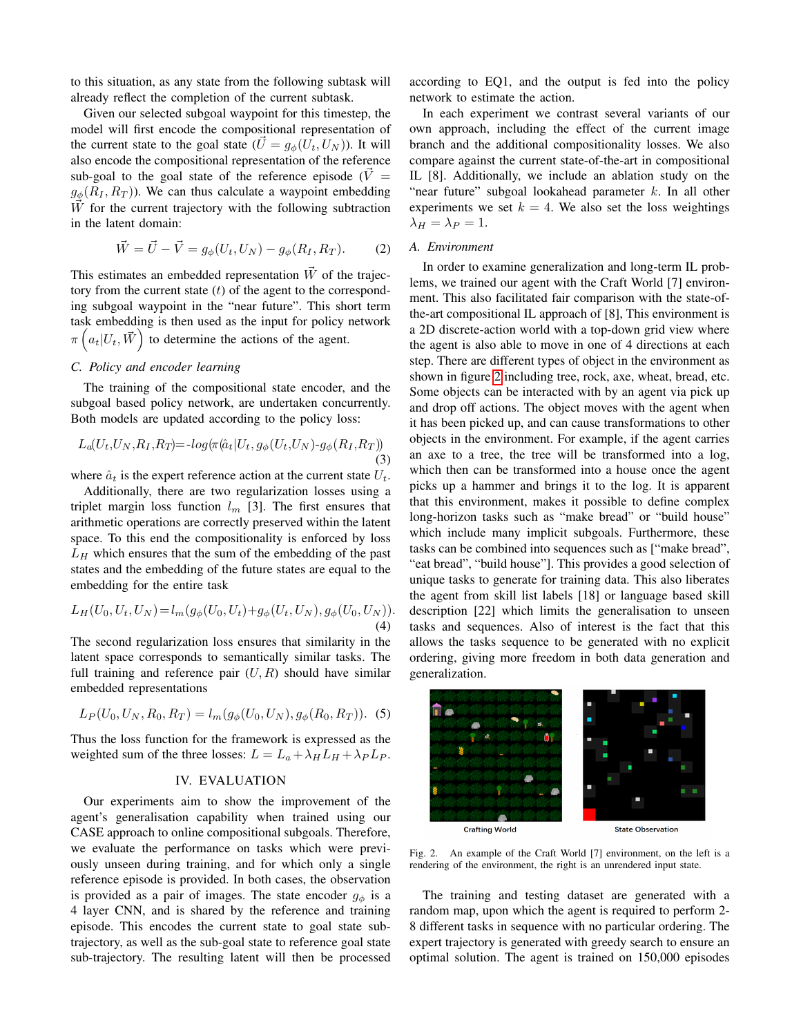to this situation, as any state from the following subtask will already reflect the completion of the current subtask.

Given our selected subgoal waypoint for this timestep, the model will first encode the compositional representation of the current state to the goal state ($\vec{U} = g_\phi(U_t, U_N)$). It will also encode the compositional representation of the reference sub-goal to the goal state of the reference episode ($\vec{V} = g_\phi(R_I, R_T)$). We can thus calculate a waypoint embedding $\vec{W}$ for the current trajectory with the following subtraction in the latent domain:

$$\vec{W} = \vec{U} - \vec{V} = g_\phi(U_t, U_N) - g_\phi(R_I, R_T). \quad (2)$$

This estimates an embedded representation $\vec{W}$ of the trajectory from the current state ($t$) of the agent to the corresponding subgoal waypoint in the "near future". This short term task embedding is then used as the input for policy network $\pi\left(a_t | U_t, \vec{W}\right)$ to determine the actions of the agent.

### C. Policy and encoder learning

The training of the compositional state encoder, and the subgoal based policy network, are undertaken concurrently. Both models are updated according to the policy loss:

$$L_a(U_t, U_N, R_I, R_T) = -log(\pi(\hat{a}_t | U_t, g_\phi(U_t, U_N) - g_\phi(R_I, R_T)) \quad (3)$$

where $\hat{a}_t$ is the expert reference action at the current state $U_t$.

Additionally, there are two regularization losses using a triplet margin loss function $l_m$ [3]. The first ensures that arithmetic operations are correctly preserved within the latent space. To this end the compositionality is enforced by loss $L_H$ which ensures that the sum of the embedding of the past states and the embedding of the future states are equal to the embedding for the entire task

$$L_H(U_0, U_t, U_N) = l_m(g_\phi(U_0, U_t) + g_\phi(U_t, U_N), g_\phi(U_0, U_N)). \quad (4)$$

The second regularization loss ensures that similarity in the latent space corresponds to semantically similar tasks. The full training and reference pair $(U, R)$ should have similar embedded representations

$$L_P(U_0, U_N, R_0, R_T) = l_m(g_\phi(U_0, U_N), g_\phi(R_0, R_T)). \quad (5)$$

Thus the loss function for the framework is expressed as the weighted sum of the three losses: $L = L_a + \lambda_H L_H + \lambda_P L_P$.

## IV. EVALUATION

Our experiments aim to show the improvement of the agent's generalisation capability when trained using our CASE approach to online compositional subgoals. Therefore, we evaluate the performance on tasks which were previously unseen during training, and for which only a single reference episode is provided. In both cases, the observation is provided as a pair of images. The state encoder $g_\phi$ is a 4 layer CNN, and is shared by the reference and training episode. This encodes the current state to goal state sub-trajectory, as well as the sub-goal state to reference goal state sub-trajectory. The resulting latent will then be processed according to EQ1, and the output is fed into the policy network to estimate the action.

In each experiment we contrast several variants of our own approach, including the effect of the current image branch and the additional compositionality losses. We also compare against the current state-of-the-art in compositional IL [8]. Additionally, we include an ablation study on the "near future" subgoal lookahead parameter $k$. In all other experiments we set $k = 4$. We also set the loss weightings $\lambda_H = \lambda_P = 1$.

### A. Environment

In order to examine generalization and long-term IL problems, we trained our agent with the Craft World [7] environment. This also facilitated fair comparison with the state-of-the-art compositional IL approach of [8], This environment is a 2D discrete-action world with a top-down grid view where the agent is also able to move in one of 4 directions at each step. There are different types of object in the environment as shown in figure 2 including tree, rock, axe, wheat, bread, etc. Some objects can be interacted with by an agent via pick up and drop off actions. The object moves with the agent when it has been picked up, and can cause transformations to other objects in the environment. For example, if the agent carries an axe to a tree, the tree will be transformed into a log, which then can be transformed into a house once the agent picks up a hammer and brings it to the log. It is apparent that this environment, makes it possible to define complex long-horizon tasks such as "make bread" or "build house" which include many implicit subgoals. Furthermore, these tasks can be combined into sequences such as ["make bread", "eat bread", "build house"]. This provides a good selection of unique tasks to generate for training data. This also liberates the agent from skill list labels [18] or language based skill description [22] which limits the generalisation to unseen tasks and sequences. Also of interest is the fact that this allows the tasks sequence to be generated with no explicit ordering, giving more freedom in both data generation and generalization.

Fig. 2. An example of the Craft World [7] environment, on the left is a rendering of the environment, the right is an unrendered input state.

The training and testing dataset are generated with a random map, upon which the agent is required to perform 2-8 different tasks in sequence with no particular ordering. The expert trajectory is generated with greedy search to ensure an optimal solution. The agent is trained on 150,000 episodes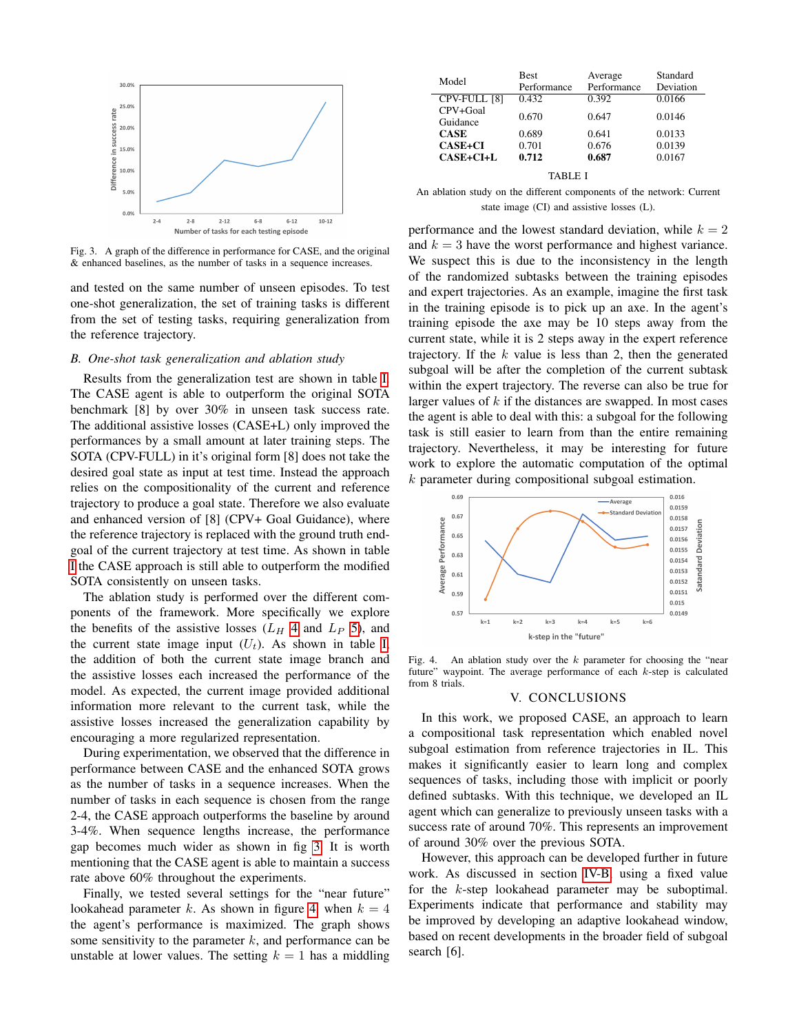Fig. 3. A graph of the difference in performance for CASE, and the original & enhanced baselines, as the number of tasks in a sequence increases.

and tested on the same number of unseen episodes. To test one-shot generalization, the set of training tasks is different from the set of testing tasks, requiring generalization from the reference trajectory.

### B. One-shot task generalization and ablation study

Results from the generalization test are shown in table I. The CASE agent is able to outperform the original SOTA benchmark [8] by over 30% in unseen task success rate. The additional assistive losses (CASE+L) only improved the performances by a small amount at later training steps. The SOTA (CPV-FULL) in it's original form [8] does not take the desired goal state as input at test time. Instead the approach relies on the compositionality of the current and reference trajectory to produce a goal state. Therefore we also evaluate and enhanced version of [8] (CPV+ Goal Guidance), where the reference trajectory is replaced with the ground truth end-goal of the current trajectory at test time. As shown in table I the CASE approach is still able to outperform the modified SOTA consistently on unseen tasks.

The ablation study is performed over the different components of the framework. More specifically we explore the benefits of the assistive losses ($L_H$ 4 and $L_P$ 5), and the current state image input ($U_t$). As shown in table I, the addition of both the current state image branch and the assistive losses each increased the performance of the model. As expected, the current image provided additional information more relevant to the current task, while the assistive losses increased the generalization capability by encouraging a more regularized representation.

During experimentation, we observed that the difference in performance between CASE and the enhanced SOTA grows as the number of tasks in a sequence increases. When the number of tasks in each sequence is chosen from the range 2-4, the CASE approach outperforms the baseline by around 3-4%. When sequence lengths increase, the performance gap becomes much wider as shown in fig 3. It is worth mentioning that the CASE agent is able to maintain a success rate above 60% throughout the experiments.

Finally, we tested several settings for the "near future" lookahead parameter $k$. As shown in figure 4, when $k = 4$ the agent's performance is maximized. The graph shows some sensitivity to the parameter $k$, and performance can be unstable at lower values. The setting $k = 1$ has a middling

| Model | Best Performance | Average Performance | Standard Deviation |
|---|---|---|---|
| CPV-FULL [8] | 0.432 | 0.392 | 0.0166 |
| CPV+Goal Guidance | 0.670 | 0.647 | 0.0146 |
| **CASE** | 0.689 | 0.641 | 0.0133 |
| **CASE+CI** | 0.701 | 0.676 | 0.0139 |
| **CASE+CI+L** | **0.712** | **0.687** | 0.0167 |

TABLE I

An ablation study on the different components of the network: Current state image (CI) and assistive losses (L).

performance and the lowest standard deviation, while $k = 2$ and $k = 3$ have the worst performance and highest variance. We suspect this is due to the inconsistency in the length of the randomized subtasks between the training episodes and expert trajectories. As an example, imagine the first task in the training episode is to pick up an axe. In the agent's training episode the axe may be 10 steps away from the current state, while it is 2 steps away in the expert reference trajectory. If the $k$ value is less than 2, then the generated subgoal will be after the completion of the current subtask within the expert trajectory. The reverse can also be true for larger values of $k$ if the distances are swapped. In most cases the agent is able to deal with this: a subgoal for the following task is still easier to learn from than the entire remaining trajectory. Nevertheless, it may be interesting for future work to explore the automatic computation of the optimal $k$ parameter during compositional subgoal estimation.

Fig. 4. An ablation study over the $k$ parameter for choosing the "near future" waypoint. The average performance of each $k$-step is calculated from 8 trials.

## V. CONCLUSIONS

In this work, we proposed CASE, an approach to learn a compositional task representation which enabled novel subgoal estimation from reference trajectories in IL. This makes it significantly easier to learn long and complex sequences of tasks, including those with implicit or poorly defined subtasks. With this technique, we developed an IL agent which can generalize to previously unseen tasks with a success rate of around 70%. This represents an improvement of around 30% over the previous SOTA.

However, this approach can be developed further in future work. As discussed in section IV-B, using a fixed value for the $k$-step lookahead parameter may be suboptimal. Experiments indicate that performance and stability may be improved by developing an adaptive lookahead window, based on recent developments in the broader field of subgoal search [6].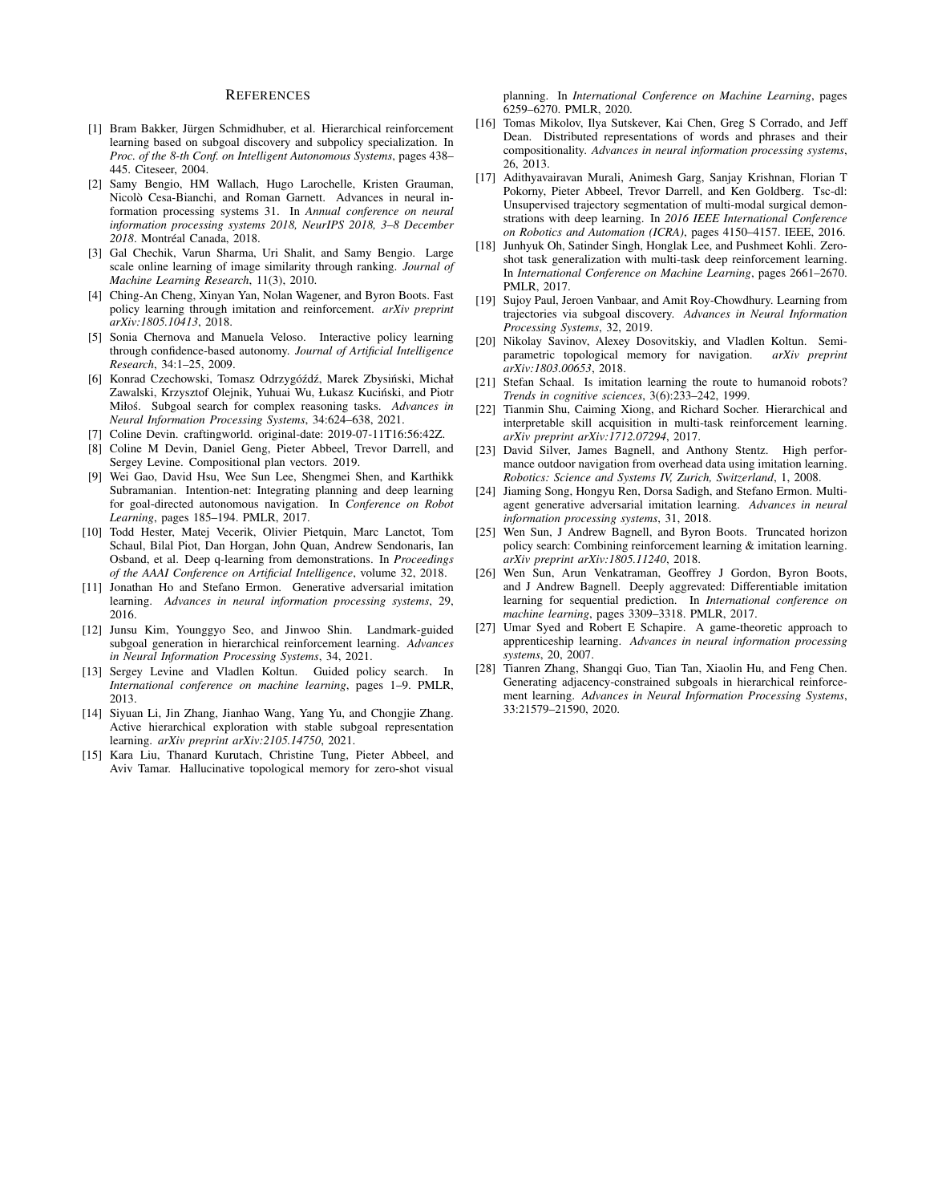# References

[1] Bram Bakker, Jürgen Schmidhuber, et al. Hierarchical reinforcement learning based on subgoal discovery and subpolicy specialization. In *Proc. of the 8-th Conf. on Intelligent Autonomous Systems*, pages 438–445. Citeseer, 2004.

[2] Samy Bengio, HM Wallach, Hugo Larochelle, Kristen Grauman, Nicolò Cesa-Bianchi, and Roman Garnett. Advances in neural information processing systems 31. In *Annual conference on neural information processing systems 2018, NeurIPS 2018, 3–8 December 2018*. Montréal Canada, 2018.

[3] Gal Chechik, Varun Sharma, Uri Shalit, and Samy Bengio. Large scale online learning of image similarity through ranking. *Journal of Machine Learning Research*, 11(3), 2010.

[4] Ching-An Cheng, Xinyan Yan, Nolan Wagener, and Byron Boots. Fast policy learning through imitation and reinforcement. *arXiv preprint arXiv:1805.10413*, 2018.

[5] Sonia Chernova and Manuela Veloso. Interactive policy learning through confidence-based autonomy. *Journal of Artificial Intelligence Research*, 34:1–25, 2009.

[6] Konrad Czechowski, Tomasz Odrzygóźdź, Marek Zbysiński, Michał Zawalski, Krzysztof Olejnik, Yuhuai Wu, Łukasz Kuciński, and Piotr Miłoś. Subgoal search for complex reasoning tasks. *Advances in Neural Information Processing Systems*, 34:624–638, 2021.

[7] Coline Devin. craftingworld. original-date: 2019-07-11T16:56:42Z.

[8] Coline M Devin, Daniel Geng, Pieter Abbeel, Trevor Darrell, and Sergey Levine. Compositional plan vectors. 2019.

[9] Wei Gao, David Hsu, Wee Sun Lee, Shengmei Shen, and Karthikk Subramanian. Intention-net: Integrating planning and deep learning for goal-directed autonomous navigation. In *Conference on Robot Learning*, pages 185–194. PMLR, 2017.

[10] Todd Hester, Matej Vecerik, Olivier Pietquin, Marc Lanctot, Tom Schaul, Bilal Piot, Dan Horgan, John Quan, Andrew Sendonaris, Ian Osband, et al. Deep q-learning from demonstrations. In *Proceedings of the AAAI Conference on Artificial Intelligence*, volume 32, 2018.

[11] Jonathan Ho and Stefano Ermon. Generative adversarial imitation learning. *Advances in neural information processing systems*, 29, 2016.

[12] Junsu Kim, Younggyo Seo, and Jinwoo Shin. Landmark-guided subgoal generation in hierarchical reinforcement learning. *Advances in Neural Information Processing Systems*, 34, 2021.

[13] Sergey Levine and Vladlen Koltun. Guided policy search. In *International conference on machine learning*, pages 1–9. PMLR, 2013.

[14] Siyuan Li, Jin Zhang, Jianhao Wang, Yang Yu, and Chongjie Zhang. Active hierarchical exploration with stable subgoal representation learning. *arXiv preprint arXiv:2105.14750*, 2021.

[15] Kara Liu, Thanard Kurutach, Christine Tung, Pieter Abbeel, and Aviv Tamar. Hallucinative topological memory for zero-shot visual planning. In *International Conference on Machine Learning*, pages 6259–6270. PMLR, 2020.

[16] Tomas Mikolov, Ilya Sutskever, Kai Chen, Greg S Corrado, and Jeff Dean. Distributed representations of words and phrases and their compositionality. *Advances in neural information processing systems*, 26, 2013.

[17] Adithyavairavan Murali, Animesh Garg, Sanjay Krishnan, Florian T Pokorny, Pieter Abbeel, Trevor Darrell, and Ken Goldberg. Tsc-dl: Unsupervised trajectory segmentation of multi-modal surgical demonstrations with deep learning. In *2016 IEEE International Conference on Robotics and Automation (ICRA)*, pages 4150–4157. IEEE, 2016.

[18] Junhyuk Oh, Satinder Singh, Honglak Lee, and Pushmeet Kohli. Zero-shot task generalization with multi-task deep reinforcement learning. In *International Conference on Machine Learning*, pages 2661–2670. PMLR, 2017.

[19] Sujoy Paul, Jeroen Vanbaar, and Amit Roy-Chowdhury. Learning from trajectories via subgoal discovery. *Advances in Neural Information Processing Systems*, 32, 2019.

[20] Nikolay Savinov, Alexey Dosovitskiy, and Vladlen Koltun. Semi-parametric topological memory for navigation. *arXiv preprint arXiv:1803.00653*, 2018.

[21] Stefan Schaal. Is imitation learning the route to humanoid robots? *Trends in cognitive sciences*, 3(6):233–242, 1999.

[22] Tianmin Shu, Caiming Xiong, and Richard Socher. Hierarchical and interpretable skill acquisition in multi-task reinforcement learning. *arXiv preprint arXiv:1712.07294*, 2017.

[23] David Silver, James Bagnell, and Anthony Stentz. High performance outdoor navigation from overhead data using imitation learning. *Robotics: Science and Systems IV, Zurich, Switzerland*, 1, 2008.

[24] Jiaming Song, Hongyu Ren, Dorsa Sadigh, and Stefano Ermon. Multi-agent generative adversarial imitation learning. *Advances in neural information processing systems*, 31, 2018.

[25] Wen Sun, J Andrew Bagnell, and Byron Boots. Truncated horizon policy search: Combining reinforcement learning & imitation learning. *arXiv preprint arXiv:1805.11240*, 2018.

[26] Wen Sun, Arun Venkatraman, Geoffrey J Gordon, Byron Boots, and J Andrew Bagnell. Deeply aggrevated: Differentiable imitation learning for sequential prediction. In *International conference on machine learning*, pages 3309–3318. PMLR, 2017.

[27] Umar Syed and Robert E Schapire. A game-theoretic approach to apprenticeship learning. *Advances in neural information processing systems*, 20, 2007.

[28] Tianren Zhang, Shangqi Guo, Tian Tan, Xiaolin Hu, and Feng Chen. Generating adjacency-constrained subgoals in hierarchical reinforcement learning. *Advances in Neural Information Processing Systems*, 33:21579–21590, 2020.